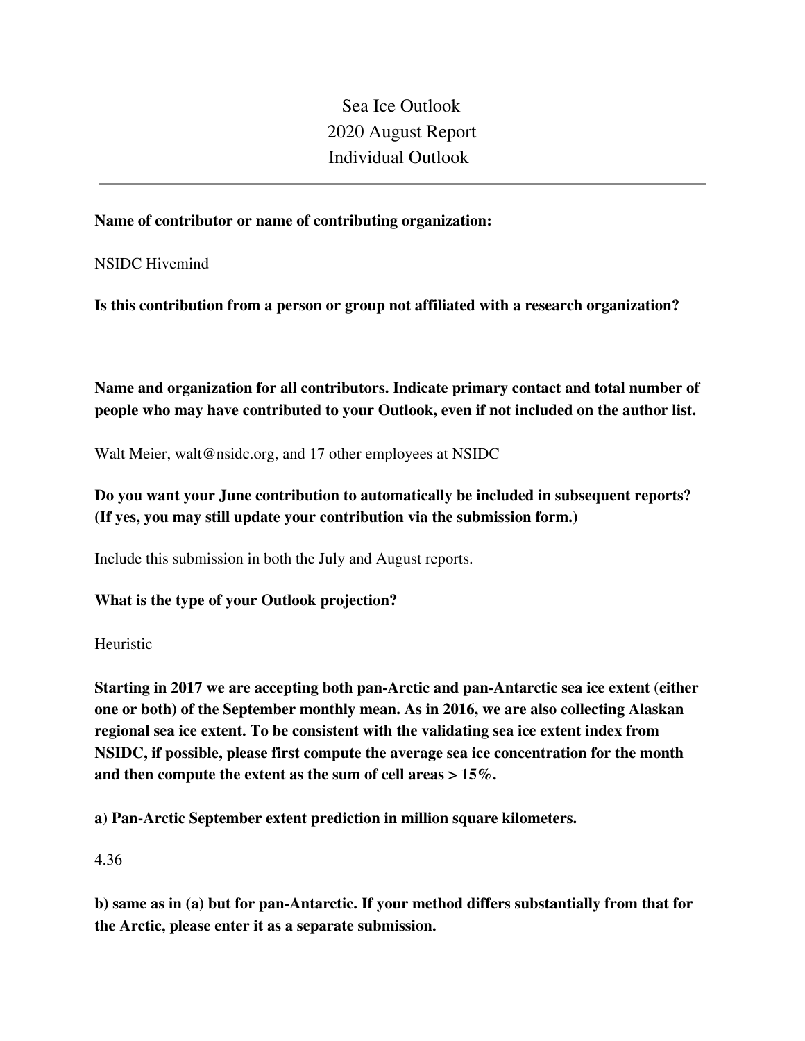# Sea Ice Outlook
# 2020 August Report
# Individual Outlook

---

**Name of contributor or name of contributing organization:**

NSIDC Hivemind

**Is this contribution from a person or group not affiliated with a research organization?**

**Name and organization for all contributors. Indicate primary contact and total number of people who may have contributed to your Outlook, even if not included on the author list.**

Walt Meier, walt@nsidc.org, and 17 other employees at NSIDC

**Do you want your June contribution to automatically be included in subsequent reports? (If yes, you may still update your contribution via the submission form.)**

Include this submission in both the July and August reports.

**What is the type of your Outlook projection?**

Heuristic

**Starting in 2017 we are accepting both pan-Arctic and pan-Antarctic sea ice extent (either one or both) of the September monthly mean. As in 2016, we are also collecting Alaskan regional sea ice extent. To be consistent with the validating sea ice extent index from NSIDC, if possible, please first compute the average sea ice concentration for the month and then compute the extent as the sum of cell areas > 15%.**

**a) Pan-Arctic September extent prediction in million square kilometers.**

4.36

**b) same as in (a) but for pan-Antarctic. If your method differs substantially from that for the Arctic, please enter it as a separate submission.**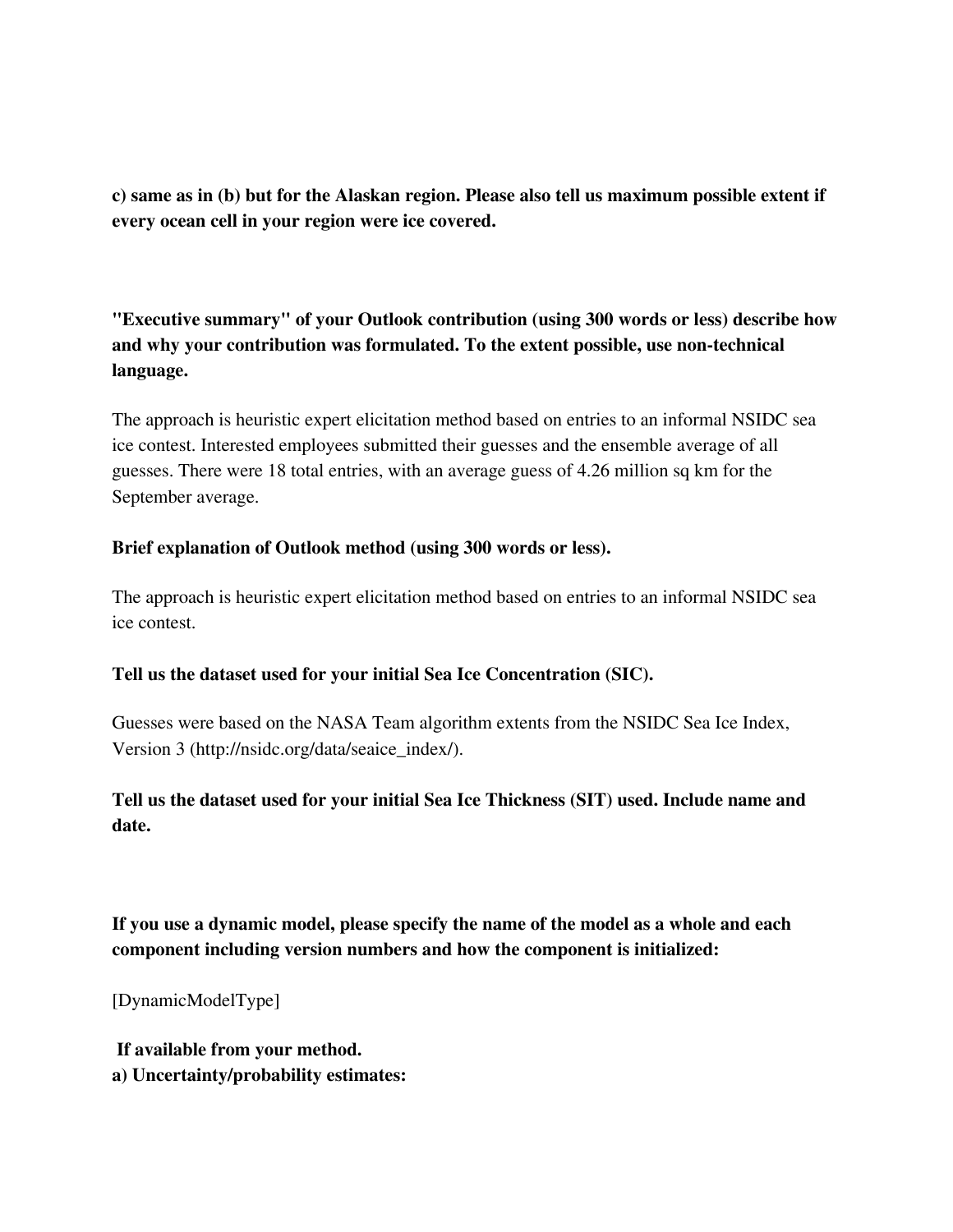**c) same as in (b) but for the Alaskan region. Please also tell us maximum possible extent if every ocean cell in your region were ice covered.**

**"Executive summary" of your Outlook contribution (using 300 words or less) describe how and why your contribution was formulated. To the extent possible, use non-technical language.**

The approach is heuristic expert elicitation method based on entries to an informal NSIDC sea ice contest. Interested employees submitted their guesses and the ensemble average of all guesses. There were 18 total entries, with an average guess of 4.26 million sq km for the September average.

**Brief explanation of Outlook method (using 300 words or less).**

The approach is heuristic expert elicitation method based on entries to an informal NSIDC sea ice contest.

**Tell us the dataset used for your initial Sea Ice Concentration (SIC).**

Guesses were based on the NASA Team algorithm extents from the NSIDC Sea Ice Index, Version 3 (http://nsidc.org/data/seaice_index/).

**Tell us the dataset used for your initial Sea Ice Thickness (SIT) used. Include name and date.**

**If you use a dynamic model, please specify the name of the model as a whole and each component including version numbers and how the component is initialized:**

[DynamicModelType]

**If available from your method.**
**a) Uncertainty/probability estimates:**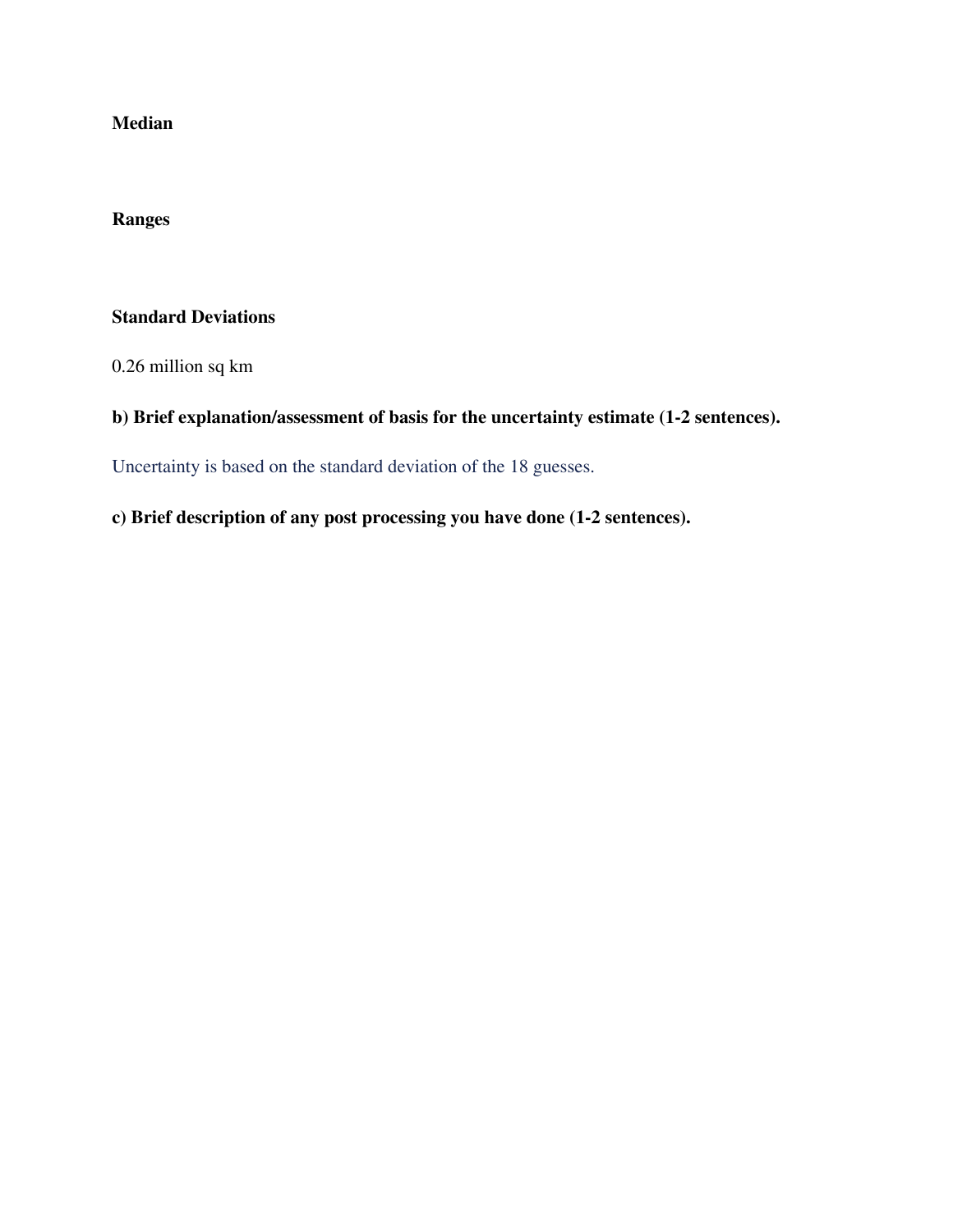**Median**

**Ranges**

**Standard Deviations**

0.26 million sq km

**b) Brief explanation/assessment of basis for the uncertainty estimate (1-2 sentences).**

Uncertainty is based on the standard deviation of the 18 guesses.

**c) Brief description of any post processing you have done (1-2 sentences).**